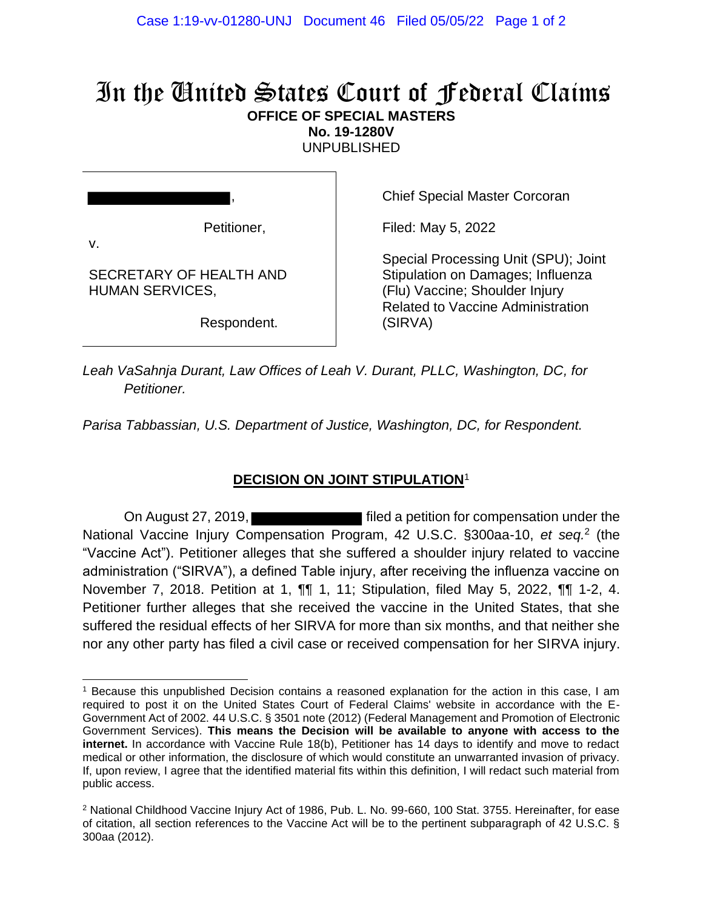# In the United States Court of Federal Claims

**OFFICE OF SPECIAL MASTERS**
**No. 19-1280V**
UNPUBLISHED

| | |
|---|---|
| [REDACTED],<br><br>Petitioner,<br>v.<br><br>SECRETARY OF HEALTH AND HUMAN SERVICES,<br><br>Respondent. | Chief Special Master Corcoran<br><br>Filed: May 5, 2022<br><br>Special Processing Unit (SPU); Joint Stipulation on Damages; Influenza (Flu) Vaccine; Shoulder Injury Related to Vaccine Administration (SIRVA) |

*Leah VaSahnja Durant, Law Offices of Leah V. Durant, PLLC, Washington, DC, for Petitioner.*

*Parisa Tabbassian, U.S. Department of Justice, Washington, DC, for Respondent.*

## DECISION ON JOINT STIPULATION[1]

On August 27, 2019, [REDACTED] filed a petition for compensation under the National Vaccine Injury Compensation Program, 42 U.S.C. §300aa-10, *et seq.*[2] (the "Vaccine Act"). Petitioner alleges that she suffered a shoulder injury related to vaccine administration ("SIRVA"), a defined Table injury, after receiving the influenza vaccine on November 7, 2018. Petition at 1, ¶¶ 1, 11; Stipulation, filed May 5, 2022, ¶¶ 1-2, 4. Petitioner further alleges that she received the vaccine in the United States, that she suffered the residual effects of her SIRVA for more than six months, and that neither she nor any other party has filed a civil case or received compensation for her SIRVA injury.

---

[1] Because this unpublished Decision contains a reasoned explanation for the action in this case, I am required to post it on the United States Court of Federal Claims' website in accordance with the E-Government Act of 2002. 44 U.S.C. § 3501 note (2012) (Federal Management and Promotion of Electronic Government Services). **This means the Decision will be available to anyone with access to the internet.** In accordance with Vaccine Rule 18(b), Petitioner has 14 days to identify and move to redact medical or other information, the disclosure of which would constitute an unwarranted invasion of privacy. If, upon review, I agree that the identified material fits within this definition, I will redact such material from public access.

[2] National Childhood Vaccine Injury Act of 1986, Pub. L. No. 99-660, 100 Stat. 3755. Hereinafter, for ease of citation, all section references to the Vaccine Act will be to the pertinent subparagraph of 42 U.S.C. § 300aa (2012).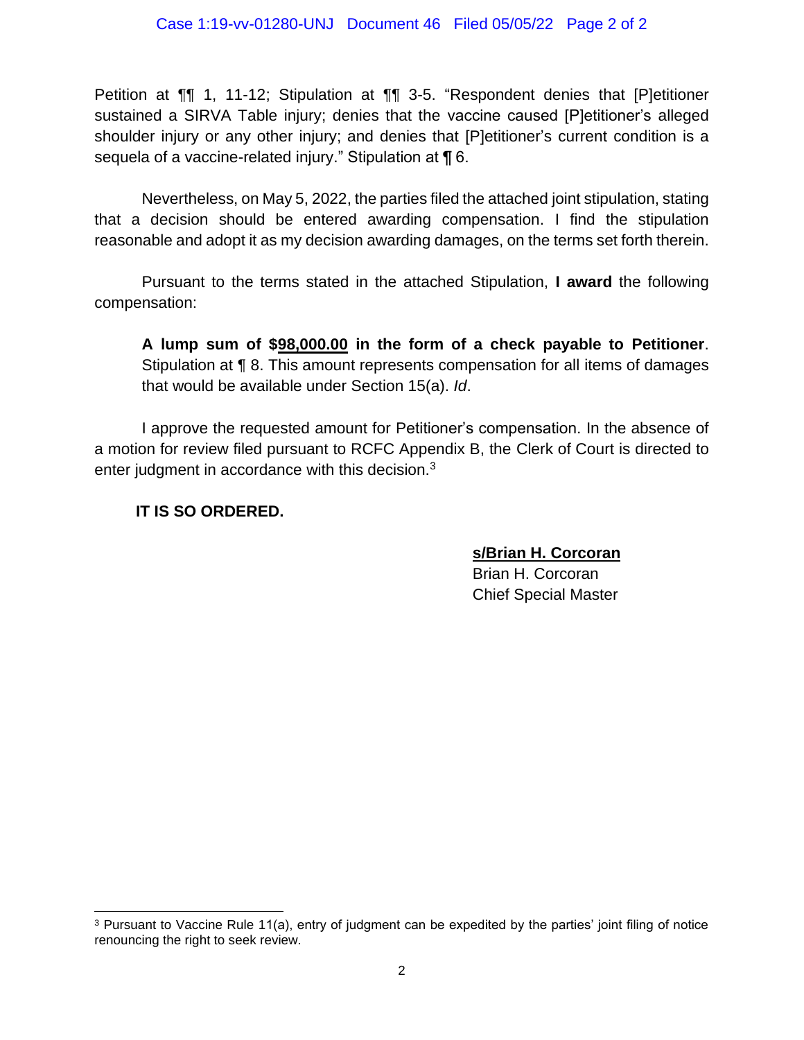Petition at ¶¶ 1, 11-12; Stipulation at ¶¶ 3-5. "Respondent denies that [P]etitioner sustained a SIRVA Table injury; denies that the vaccine caused [P]etitioner's alleged shoulder injury or any other injury; and denies that [P]etitioner's current condition is a sequela of a vaccine-related injury." Stipulation at ¶ 6.

Nevertheless, on May 5, 2022, the parties filed the attached joint stipulation, stating that a decision should be entered awarding compensation. I find the stipulation reasonable and adopt it as my decision awarding damages, on the terms set forth therein.

Pursuant to the terms stated in the attached Stipulation, **I award** the following compensation:

> **A lump sum of $98,000.00 in the form of a check payable to Petitioner**. Stipulation at ¶ 8. This amount represents compensation for all items of damages that would be available under Section 15(a). *Id*.

I approve the requested amount for Petitioner's compensation. In the absence of a motion for review filed pursuant to RCFC Appendix B, the Clerk of Court is directed to enter judgment in accordance with this decision.[3]

**IT IS SO ORDERED.**

**s/Brian H. Corcoran**
Brian H. Corcoran
Chief Special Master

---

[3] Pursuant to Vaccine Rule 11(a), entry of judgment can be expedited by the parties' joint filing of notice renouncing the right to seek review.